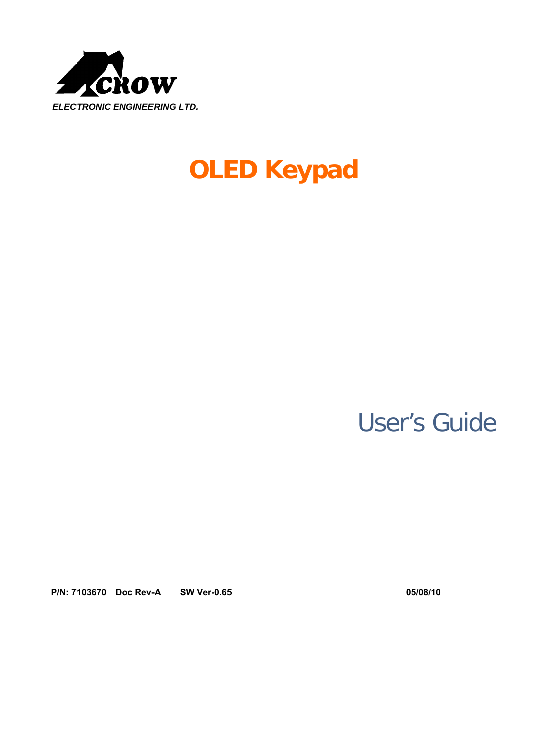CROW

*ELECTRONIC ENGINEERING LTD.*

# OLED Keypad

## User's Guide

**P/N: 7103670 Doc Rev-A SW Ver-0.65** **05/08/10**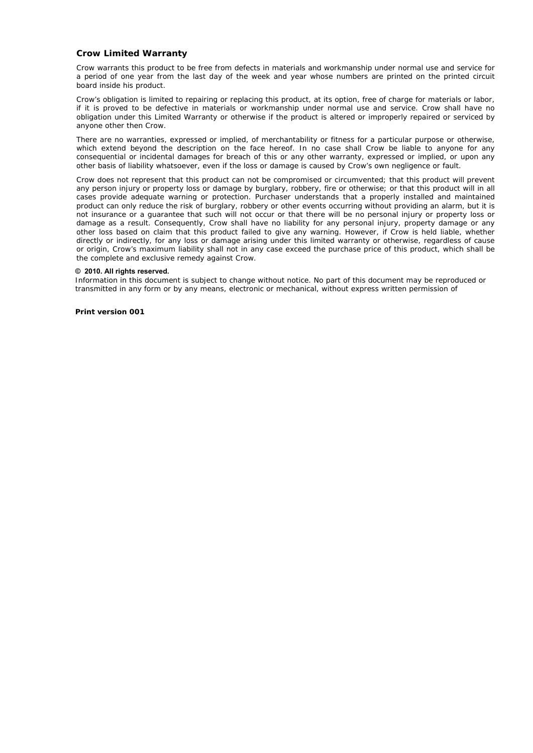## Crow Limited Warranty

Crow warrants this product to be free from defects in materials and workmanship under normal use and service for a period of one year from the last day of the week and year whose numbers are printed on the printed circuit board inside his product.

Crow's obligation is limited to repairing or replacing this product, at its option, free of charge for materials or labor, if it is proved to be defective in materials or workmanship under normal use and service. Crow shall have no obligation under this Limited Warranty or otherwise if the product is altered or improperly repaired or serviced by anyone other then Crow.

There are no warranties, expressed or implied, of merchantability or fitness for a particular purpose or otherwise, which extend beyond the description on the face hereof. In no case shall Crow be liable to anyone for any consequential or incidental damages for breach of this or any other warranty, expressed or implied, or upon any other basis of liability whatsoever, even if the loss or damage is caused by Crow's own negligence or fault.

Crow does not represent that this product can not be compromised or circumvented; that this product will prevent any person injury or property loss or damage by burglary, robbery, fire or otherwise; or that this product will in all cases provide adequate warning or protection. Purchaser understands that a properly installed and maintained product can only reduce the risk of burglary, robbery or other events occurring without providing an alarm, but it is not insurance or a guarantee that such will not occur or that there will be no personal injury or property loss or damage as a result. Consequently, Crow shall have no liability for any personal injury, property damage or any other loss based on claim that this product failed to give any warning. However, if Crow is held liable, whether directly or indirectly, for any loss or damage arising under this limited warranty or otherwise, regardless of cause or origin, Crow's maximum liability shall not in any case exceed the purchase price of this product, which shall be the complete and exclusive remedy against Crow.

**© 2010. All rights reserved.**

Information in this document is subject to change without notice. No part of this document may be reproduced or transmitted in any form or by any means, electronic or mechanical, without express written permission of

**Print version 001**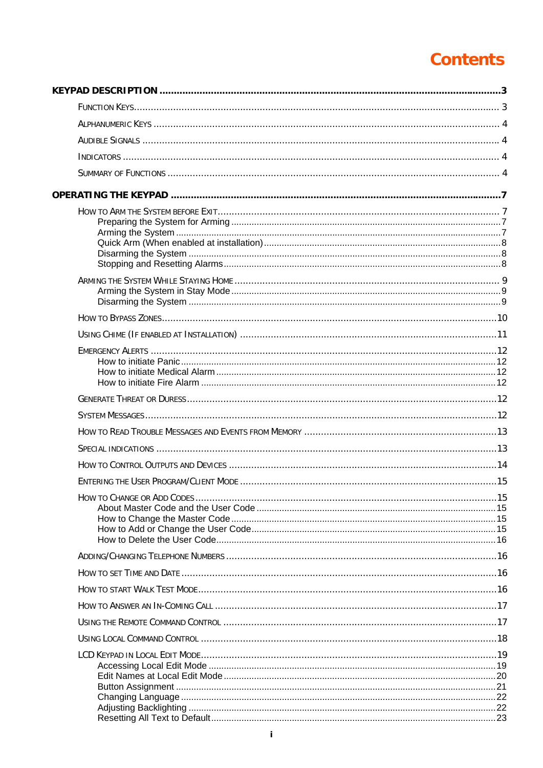# Contents

**KEYPAD DESCRIPTION ..... 3**

- Function Keys ..... 3
- Alphanumeric Keys ..... 4
- Audible Signals ..... 4
- Indicators ..... 4
- Summary of Functions ..... 4

**OPERATING THE KEYPAD ..... 7**

- How to Arm the System before Exit ..... 7
  - Preparing the System for Arming ..... 7
  - Arming the System ..... 7
  - Quick Arm (When enabled at installation) ..... 8
  - Disarming the System ..... 8
  - Stopping and Resetting Alarms ..... 8
- Arming the System While Staying Home ..... 9
  - Arming the System in Stay Mode ..... 9
  - Disarming the System ..... 9
- How to Bypass Zones ..... 10
- Using Chime (If enabled at Installation) ..... 11
- Emergency Alerts ..... 12
  - How to initiate Panic ..... 12
  - How to initiate Medical Alarm ..... 12
  - How to initiate Fire Alarm ..... 12
- Generate Threat or Duress ..... 12
- System Messages ..... 12
- How to Read Trouble Messages and Events from Memory ..... 13
- Special Indications ..... 13
- How to Control Outputs and Devices ..... 14
- Entering the User Program/Client Mode ..... 15
- How to Change or Add Codes ..... 15
  - About Master Code and the User Code ..... 15
  - How to Change the Master Code ..... 15
  - How to Add or Change the User Code ..... 15
  - How to Delete the User Code ..... 16
- Adding/Changing Telephone Numbers ..... 16
- How to set Time and Date ..... 16
- How to start Walk Test Mode ..... 16
- How to Answer an In-Coming Call ..... 17
- Using the Remote Command Control ..... 17
- Using Local Command Control ..... 18
- LCD Keypad in Local Edit Mode ..... 19
  - Accessing Local Edit Mode ..... 19
  - Edit Names at Local Edit Mode ..... 20
  - Button Assignment ..... 21
  - Changing Language ..... 22
  - Adjusting Backlighting ..... 22
  - Resetting All Text to Default ..... 23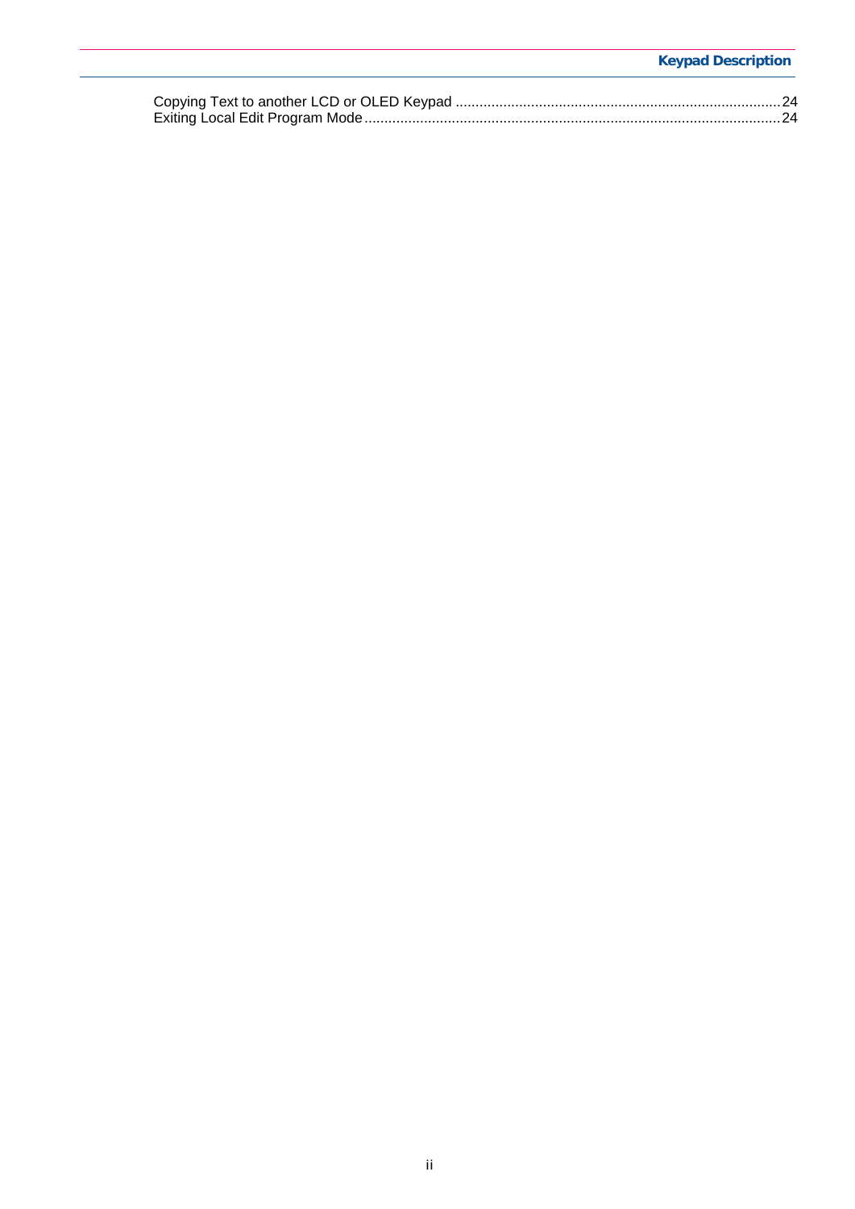Copying Text to another LCD or OLED Keypad ........................................................................................24
Exiting Local Edit Program Mode................................................................................................................24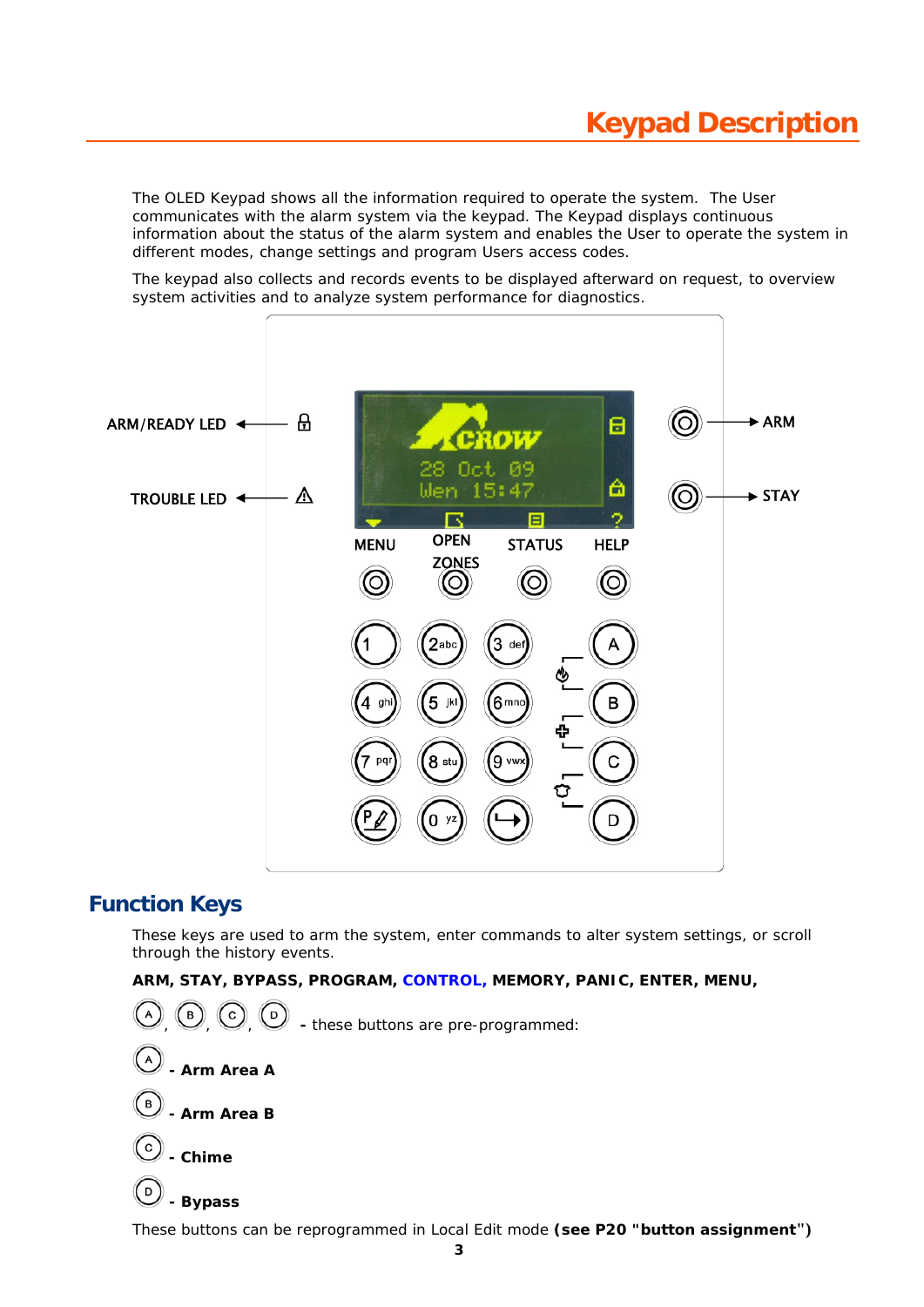# Keypad Description

The OLED Keypad shows all the information required to operate the system. The User communicates with the alarm system via the keypad. The Keypad displays continuous information about the status of the alarm system and enables the User to operate the system in different modes, change settings and program Users access codes.

The keypad also collects and records events to be displayed afterward on request, to overview system activities and to analyze system performance for diagnostics.

ARM/READY LED

TROUBLE LED

ARM

STAY

MENU

OPEN ZONES

STATUS

HELP

## Function Keys

These keys are used to arm the system, enter commands to alter system settings, or scroll through the history events.

**ARM, STAY, BYPASS, PROGRAM, CONTROL, MEMORY, PANIC, ENTER, MENU,**

A, B, C, D **-** these buttons are pre-programmed:

A **- Arm Area A**

B **- Arm Area B**

C **- Chime**

D **- Bypass**

These buttons can be reprogrammed in Local Edit mode **(see P20 "button assignment")**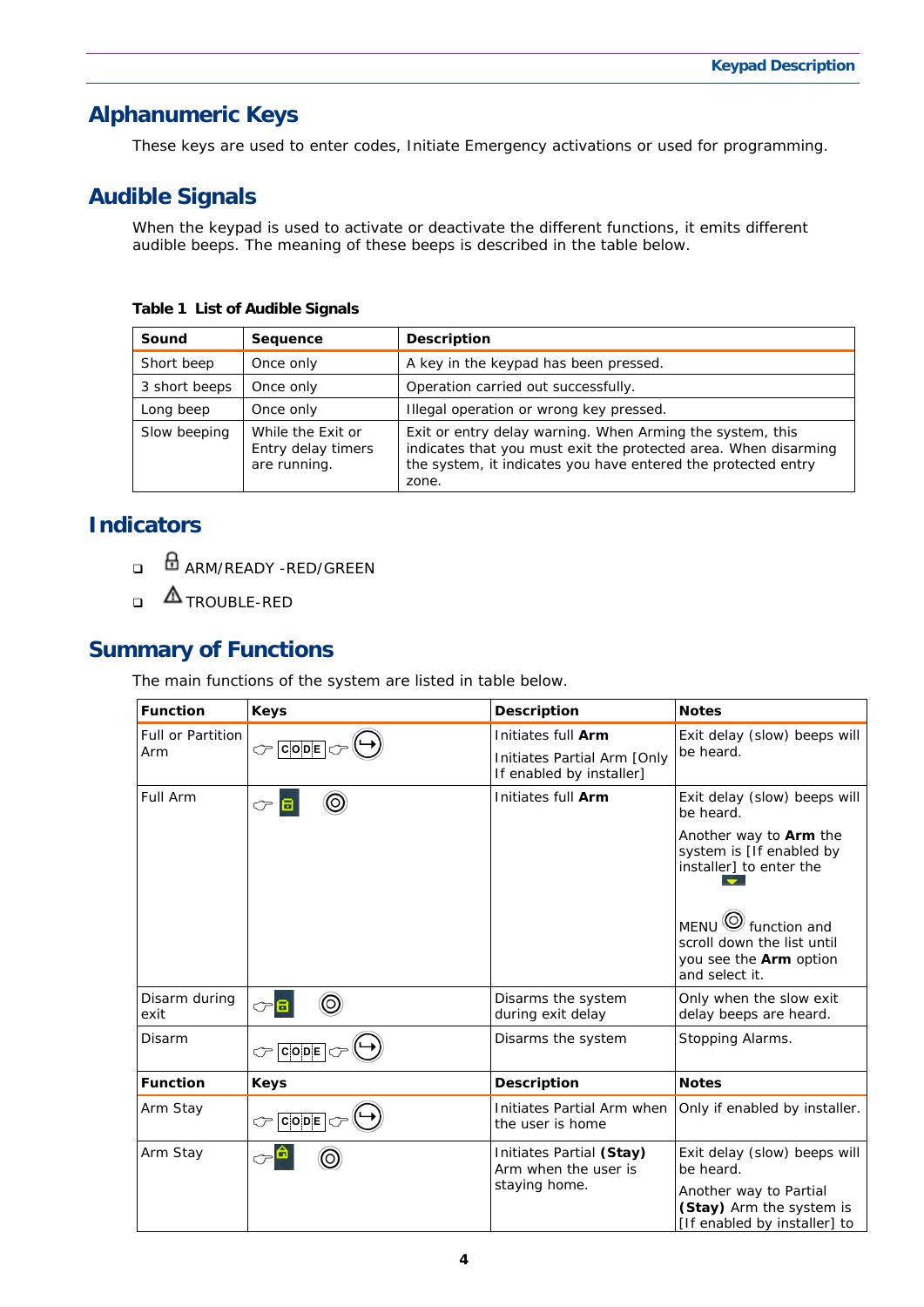## Alphanumeric Keys

These keys are used to enter codes, Initiate Emergency activations or used for programming.

## Audible Signals

When the keypad is used to activate or deactivate the different functions, it emits different audible beeps. The meaning of these beeps is described in the table below.

**Table 1 List of Audible Signals**

| Sound | Sequence | Description |
|---|---|---|
| Short beep | Once only | A key in the keypad has been pressed. |
| 3 short beeps | Once only | Operation carried out successfully. |
| Long beep | Once only | Illegal operation or wrong key pressed. |
| Slow beeping | While the Exit or Entry delay timers are running. | Exit or entry delay warning. When Arming the system, this indicates that you must exit the protected area. When disarming the system, it indicates you have entered the protected entry zone. |

## Indicators

- ARM/READY -RED/GREEN
- TROUBLE-RED

## Summary of Functions

The main functions of the system are listed in table below.

| Function | Keys | Description | Notes |
|---|---|---|---|
| Full or Partition Arm | CODE | Initiates full **Arm**<br><br>Initiates Partial Arm [Only If enabled by installer] | Exit delay (slow) beeps will be heard. |
| Full Arm | | Initiates full **Arm** | Exit delay (slow) beeps will be heard.<br><br>Another way to **Arm** the system is [If enabled by installer] to enter the MENU function and scroll down the list until you see the **Arm** option and select it. |
| Disarm during exit | | Disarms the system during exit delay | Only when the slow exit delay beeps are heard. |
| Disarm | CODE | Disarms the system | Stopping Alarms. |
| **Function** | **Keys** | **Description** | **Notes** |
| Arm Stay | CODE | Initiates Partial Arm when the user is home | Only if enabled by installer. |
| Arm Stay | | Initiates Partial **(Stay)** Arm when the user is staying home. | Exit delay (slow) beeps will be heard.<br><br>Another way to Partial **(Stay)** Arm the system is [If enabled by installer] to |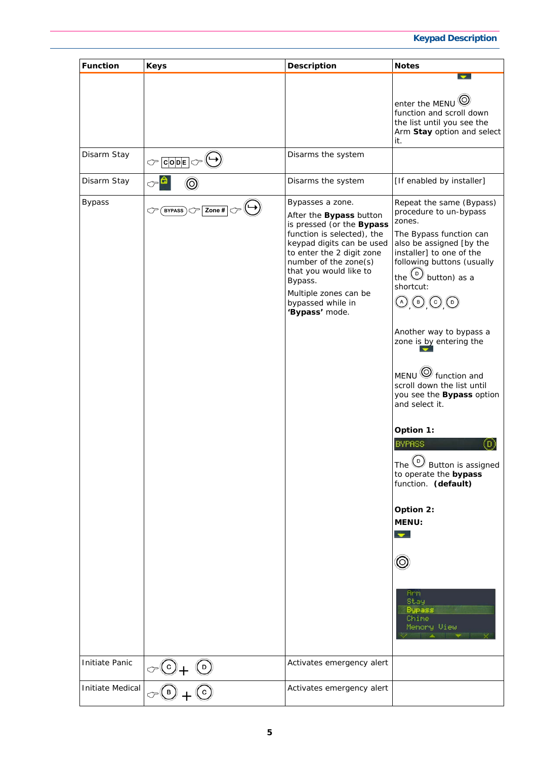| Function | Keys | Description | Notes |
|---|---|---|---|
| | | | enter the MENU function and scroll down the list until you see the Arm **Stay** option and select it. |
| Disarm Stay | CODE | Disarms the system | |
| Disarm Stay | | Disarms the system | [If enabled by installer] |
| Bypass | BYPASS Zone # | Bypasses a zone. After the **Bypass** button is pressed (or the **Bypass** function is selected), the keypad digits can be used to enter the 2 digit zone number of the zone(s) that you would like to Bypass. Multiple zones can be bypassed while in **'Bypass'** mode. | Repeat the same (Bypass) procedure to un-bypass zones. The Bypass function can also be assigned [by the installer] to one of the following buttons (usually the D button) as a shortcut: A, B, C, D. Another way to bypass a zone is by entering the MENU function and scroll down the list until you see the **Bypass** option and select it. **Option 1:** BYPASS (D) The D Button is assigned to operate the **bypass** function. **(default)** **Option 2:** **MENU:** Arm Stay Bypass Chime Memory View |
| Initiate Panic | C + D | Activates emergency alert | |
| Initiate Medical | B + C | Activates emergency alert | |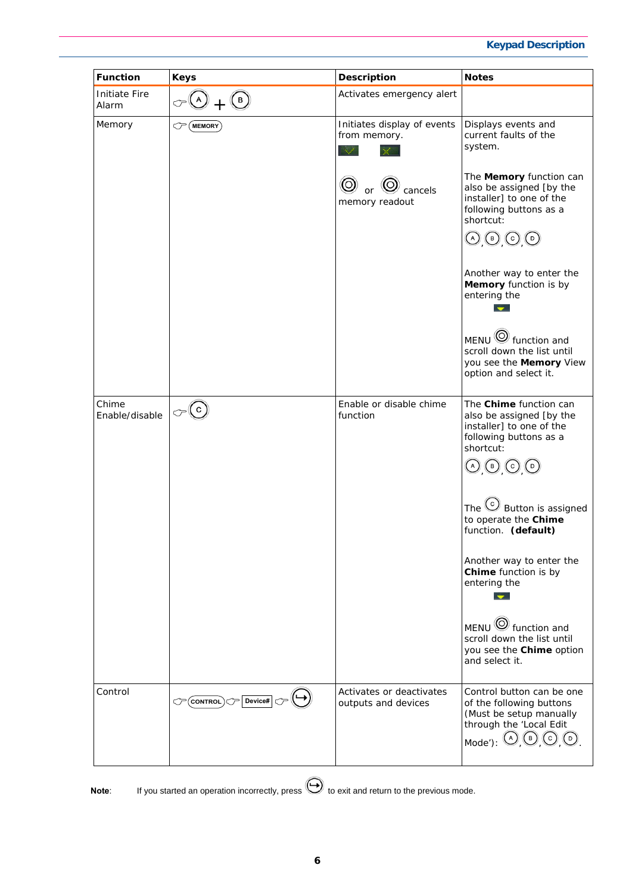| Function | Keys | Description | Notes |
|---|---|---|---|
| Initiate Fire Alarm | ☞ (A) + (B) | Activates emergency alert | |
| Memory | ☞ (MEMORY) | Initiates display of events from memory. ✓ ✗ ◎ or ◎ cancels memory readout | Displays events and current faults of the system. The **Memory** function can also be assigned [by the installer] to one of the following buttons as a shortcut: (A), (B), (C), (D) Another way to enter the **Memory** function is by entering the ▼ MENU ◎ function and scroll down the list until you see the **Memory** View option and select it. |
| Chime Enable/disable | ☞ (C) | Enable or disable chime function | The **Chime** function can also be assigned [by the installer] to one of the following buttons as a shortcut: (A), (B), (C), (D) The (C) Button is assigned to operate the **Chime** function. **(default)** Another way to enter the **Chime** function is by entering the ▼ MENU ◎ function and scroll down the list until you see the **Chime** option and select it. |
| Control | ☞ (CONTROL) ☞ Device# ☞ (↪) | Activates or deactivates outputs and devices | Control button can be one of the following buttons (Must be setup manually through the 'Local Edit Mode'): (A), (B), (C), (D). |

**Note**: If you started an operation incorrectly, press (↪) to exit and return to the previous mode.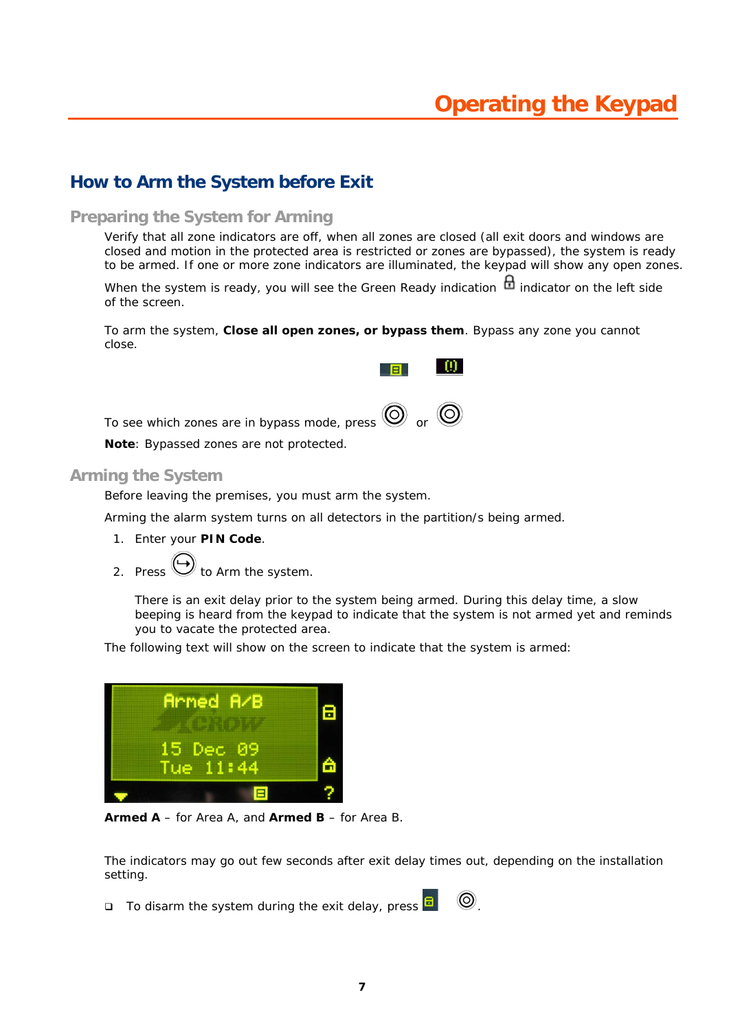# Operating the Keypad

## How to Arm the System before Exit

### Preparing the System for Arming

Verify that all zone indicators are off, when all zones are closed (all exit doors and windows are closed and motion in the protected area is restricted or zones are bypassed), the system is ready to be armed. If one or more zone indicators are illuminated, the keypad will show any open zones.

When the system is ready, you will see the Green Ready indication indicator on the left side of the screen.

To arm the system, **Close all open zones, or bypass them**. Bypass any zone you cannot close.

To see which zones are in bypass mode, press or

**Note**: Bypassed zones are not protected.

### Arming the System

Before leaving the premises, you must arm the system.

Arming the alarm system turns on all detectors in the partition/s being armed.

1. Enter your **PIN Code**.
2. Press to Arm the system.

   There is an exit delay prior to the system being armed. During this delay time, a slow beeping is heard from the keypad to indicate that the system is not armed yet and reminds you to vacate the protected area.

The following text will show on the screen to indicate that the system is armed:

Armed A/B
15 Dec 09
Tue 11:44

**Armed A** – for Area A, and **Armed B** – for Area B.

The indicators may go out few seconds after exit delay times out, depending on the installation setting.

- To disarm the system during the exit delay, press .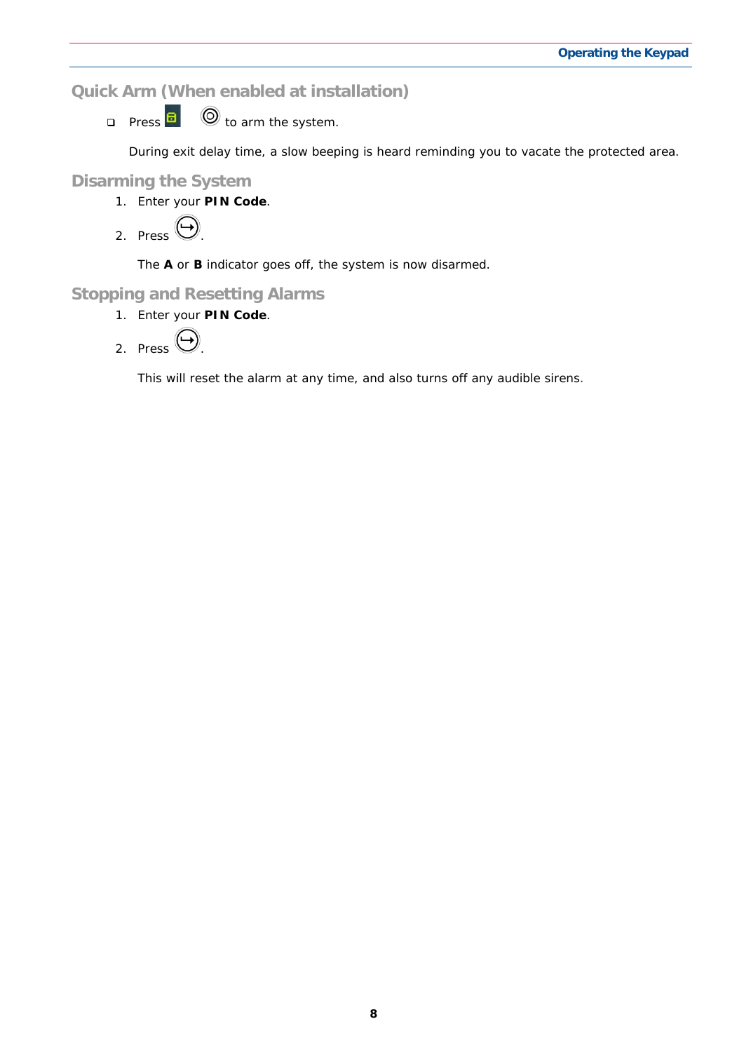## Quick Arm (When enabled at installation)

- Press  to arm the system.

  During exit delay time, a slow beeping is heard reminding you to vacate the protected area.

## Disarming the System

1. Enter your **PIN Code**.
2. Press .

   The **A** or **B** indicator goes off, the system is now disarmed.

## Stopping and Resetting Alarms

1. Enter your **PIN Code**.
2. Press .

   This will reset the alarm at any time, and also turns off any audible sirens.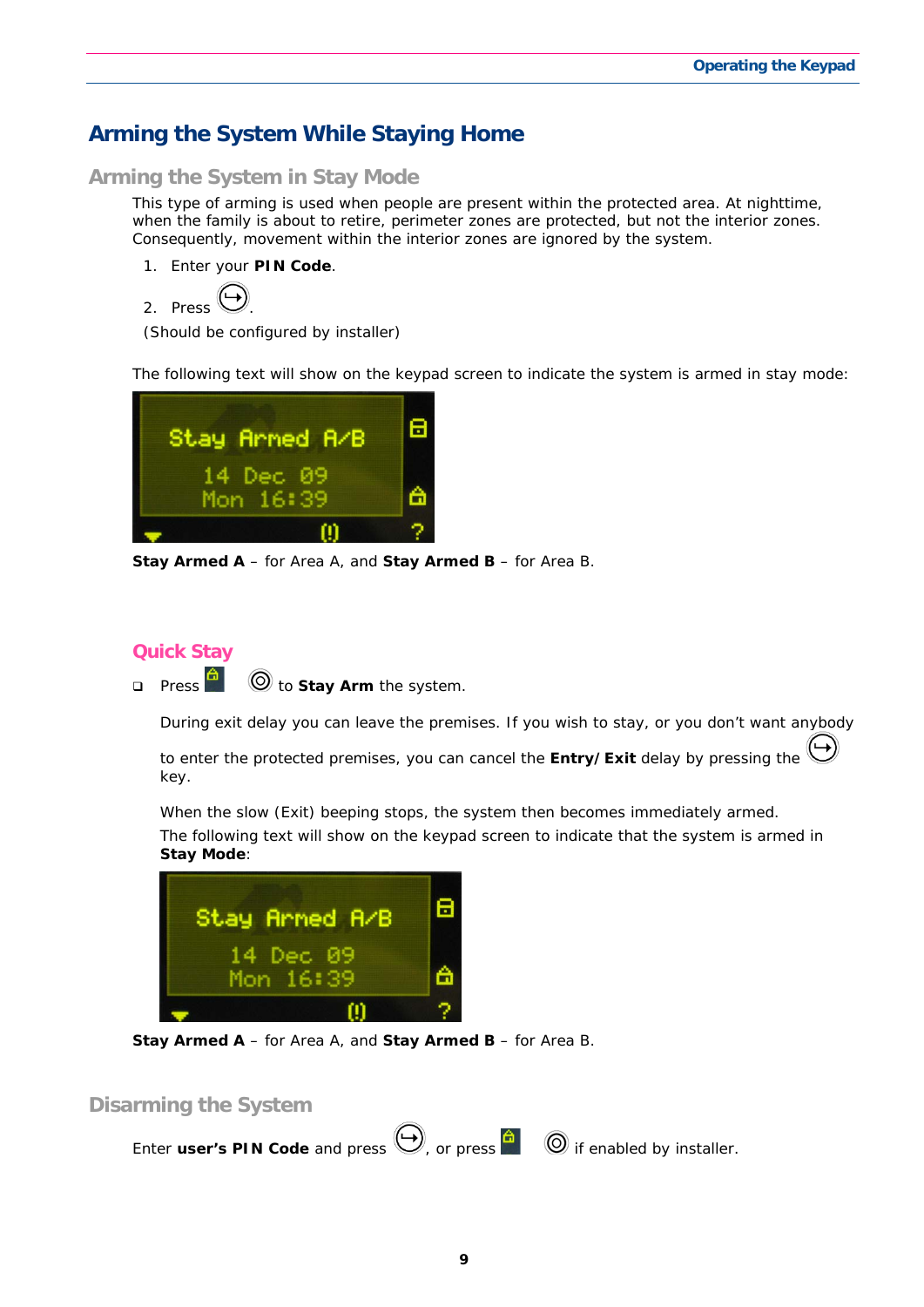# Arming the System While Staying Home

## Arming the System in Stay Mode

This type of arming is used when people are present within the protected area. At nighttime, when the family is about to retire, perimeter zones are protected, but not the interior zones. Consequently, movement within the interior zones are ignored by the system.

1. Enter your **PIN Code**.
2. Press .

(Should be configured by installer)

The following text will show on the keypad screen to indicate the system is armed in stay mode:

**Stay Armed A** – for Area A, and **Stay Armed B** – for Area B.

### Quick Stay

- Press to **Stay Arm** the system.

  During exit delay you can leave the premises. If you wish to stay, or you don't want anybody to enter the protected premises, you can cancel the **Entry/Exit** delay by pressing the key.

  When the slow (Exit) beeping stops, the system then becomes immediately armed.

  The following text will show on the keypad screen to indicate that the system is armed in **Stay Mode**:

**Stay Armed A** – for Area A, and **Stay Armed B** – for Area B.

## Disarming the System

Enter **user's PIN Code** and press , or press if enabled by installer.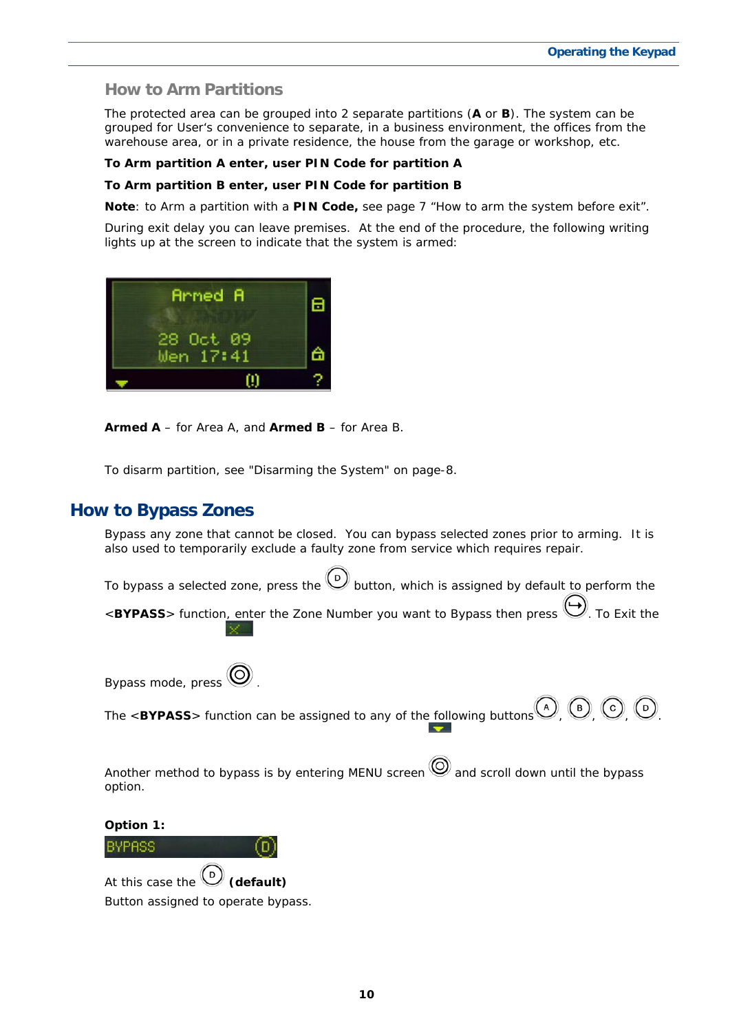## How to Arm Partitions

The protected area can be grouped into 2 separate partitions (**A** or **B**). The system can be grouped for User's convenience to separate, in a business environment, the offices from the warehouse area, or in a private residence, the house from the garage or workshop, etc.

**To Arm partition A enter, user PIN Code for partition A**

**To Arm partition B enter, user PIN Code for partition B**

**Note**: to Arm a partition with a **PIN Code,** see page 7 "How to arm the system before exit".

During exit delay you can leave premises. At the end of the procedure, the following writing lights up at the screen to indicate that the system is armed:

**Armed A** – for Area A, and **Armed B** – for Area B.

To disarm partition, see "Disarming the System" on page-8.

# How to Bypass Zones

Bypass any zone that cannot be closed. You can bypass selected zones prior to arming. It is also used to temporarily exclude a faulty zone from service which requires repair.

To bypass a selected zone, press the (D) button, which is assigned by default to perform the <**BYPASS**> function, enter the Zone Number you want to Bypass then press (↪). To Exit the Bypass mode, press (◎).

The <**BYPASS**> function can be assigned to any of the following buttons (A), (B), (C), (D).

Another method to bypass is by entering MENU screen (◎) and scroll down until the bypass option.

**Option 1:**

BYPASS (D)

At this case the (D) **(default)**
Button assigned to operate bypass.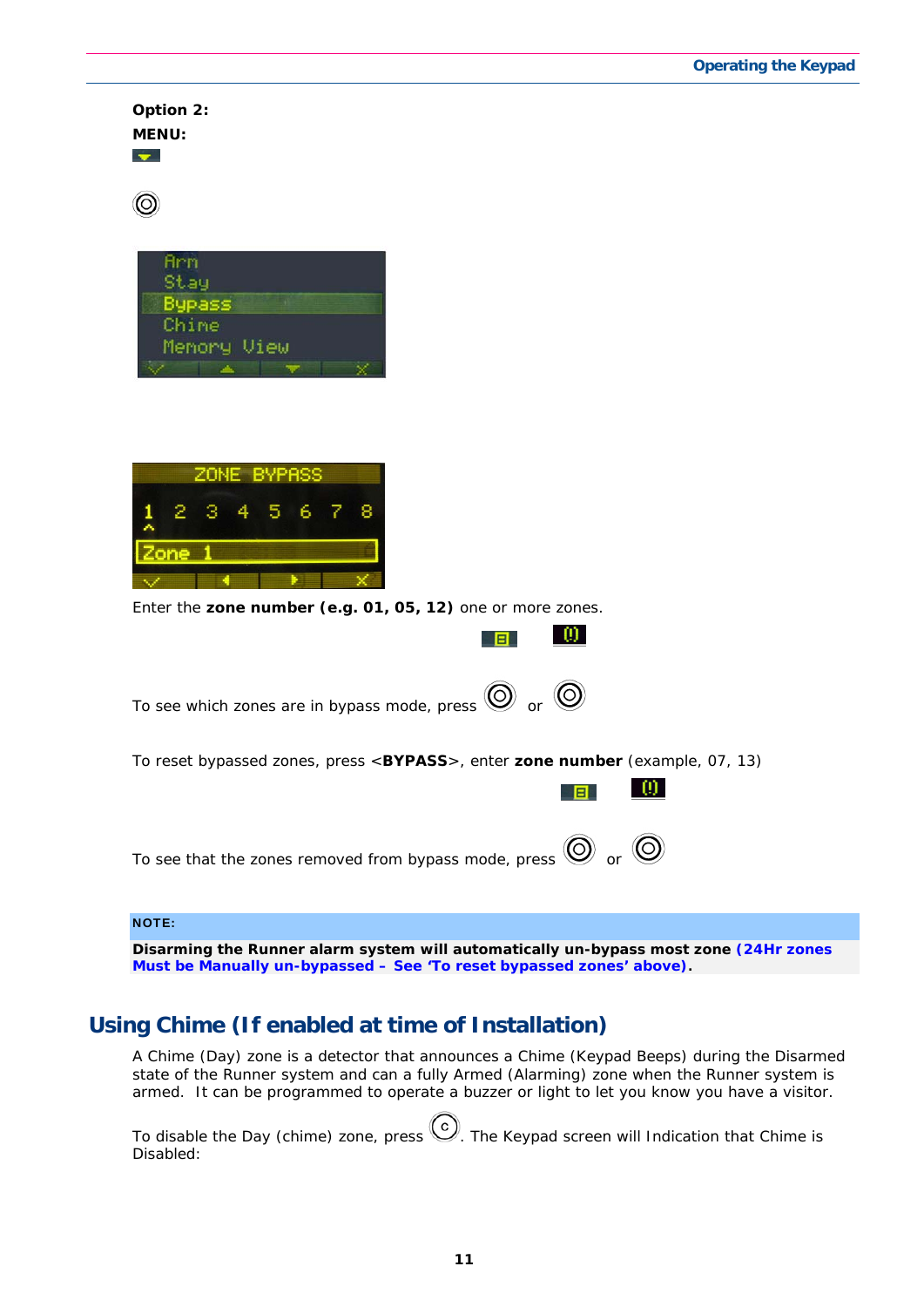**Option 2:**

**MENU:**

Arm
Stay
Bypass
Chime
Memory View

ZONE BYPASS
1 2 3 4 5 6 7 8
Zone 1

Enter the **zone number (e.g. 01, 05, 12)** one or more zones.

To see which zones are in bypass mode, press or

To reset bypassed zones, press <**BYPASS**>, enter **zone number** (example, 07, 13)

To see that the zones removed from bypass mode, press or

**NOTE:**

**Disarming the Runner alarm system will automatically un-bypass most zone (24Hr zones Must be Manually un-bypassed – See 'To reset bypassed zones' above).**

## Using Chime (If enabled at time of Installation)

A Chime (Day) zone is a detector that announces a Chime (Keypad Beeps) during the Disarmed state of the Runner system and can a fully Armed (Alarming) zone when the Runner system is armed. It can be programmed to operate a buzzer or light to let you know you have a visitor.

To disable the Day (chime) zone, press (C). The Keypad screen will Indication that Chime is Disabled: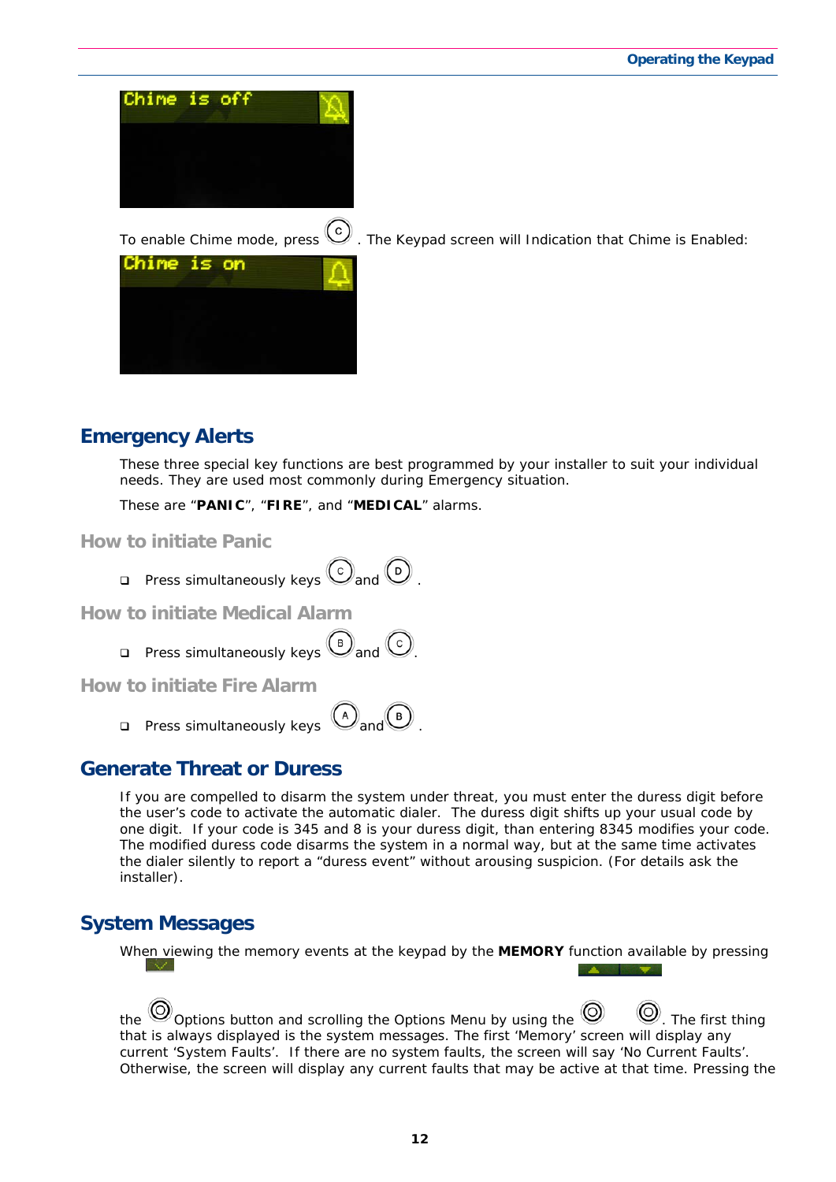Chime is off

To enable Chime mode, press (C). The Keypad screen will Indication that Chime is Enabled:

Chime is on

## Emergency Alerts

These three special key functions are best programmed by your installer to suit your individual needs. They are used most commonly during Emergency situation.

These are "**PANIC**", "**FIRE**", and "**MEDICAL**" alarms.

### How to initiate Panic

- Press simultaneously keys (C) and (D).

### How to initiate Medical Alarm

- Press simultaneously keys (B) and (C).

### How to initiate Fire Alarm

- Press simultaneously keys (A) and (B).

## Generate Threat or Duress

If you are compelled to disarm the system under threat, you must enter the duress digit before the user's code to activate the automatic dialer. The duress digit shifts up your usual code by one digit. If your code is 345 and 8 is your duress digit, than entering 8345 modifies your code. The modified duress code disarms the system in a normal way, but at the same time activates the dialer silently to report a "duress event" without arousing suspicion. (For details ask the installer).

## System Messages

When viewing the memory events at the keypad by the **MEMORY** function available by pressing the Options button and scrolling the Options Menu by using the . The first thing that is always displayed is the system messages. The first 'Memory' screen will display any current 'System Faults'. If there are no system faults, the screen will say 'No Current Faults'. Otherwise, the screen will display any current faults that may be active at that time. Pressing the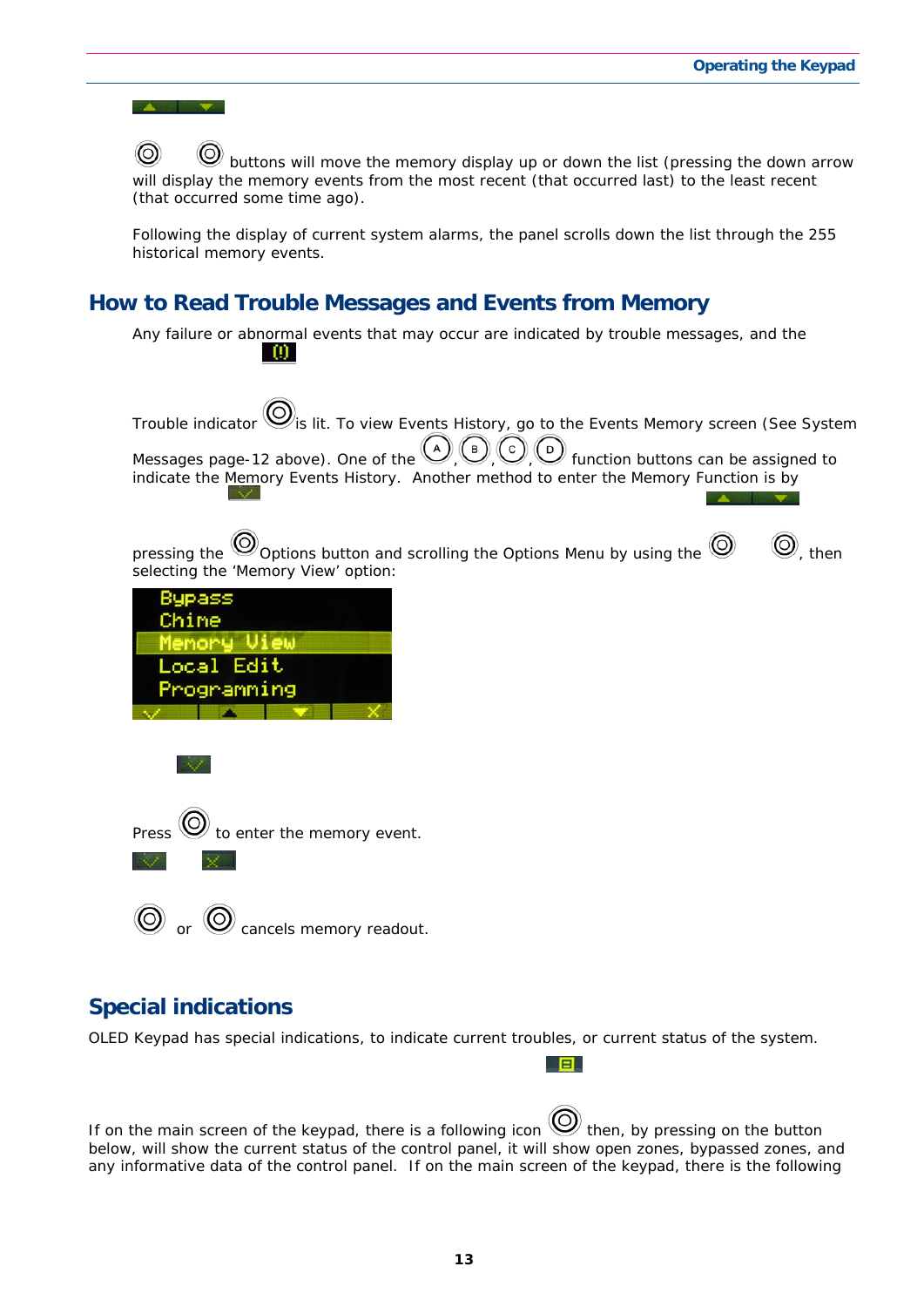buttons will move the memory display up or down the list (pressing the down arrow will display the memory events from the most recent (that occurred last) to the least recent (that occurred some time ago).

Following the display of current system alarms, the panel scrolls down the list through the 255 historical memory events.

## How to Read Trouble Messages and Events from Memory

Any failure or abnormal events that may occur are indicated by trouble messages, and the Trouble indicator is lit. To view Events History, go to the Events Memory screen (See System Messages page-12 above). One of the A, B, C, D function buttons can be assigned to indicate the Memory Events History. Another method to enter the Memory Function is by pressing the Options button and scrolling the Options Menu by using the , then selecting the 'Memory View' option:

Bypass
Chime
Memory View
Local Edit
Programming

Press to enter the memory event.

or cancels memory readout.

## Special indications

OLED Keypad has special indications, to indicate current troubles, or current status of the system.

If on the main screen of the keypad, there is a following icon then, by pressing on the button below, will show the current status of the control panel, it will show open zones, bypassed zones, and any informative data of the control panel. If on the main screen of the keypad, there is the following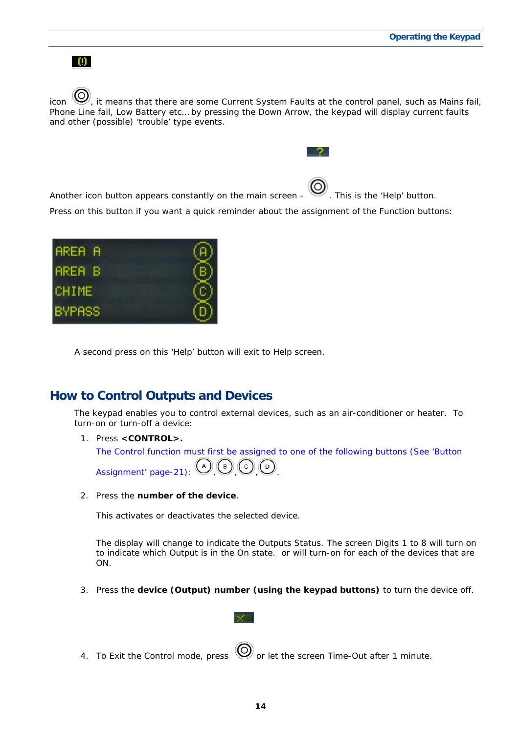icon, it means that there are some Current System Faults at the control panel, such as Mains fail, Phone Line fail, Low Battery etc… by pressing the Down Arrow, the keypad will display current faults and other (possible) 'trouble' type events.

Another icon button appears constantly on the main screen - . This is the 'Help' button.

Press on this button if you want a quick reminder about the assignment of the Function buttons:

AREA A (A)
AREA B (B)
CHIME (C)
BYPASS (D)

A second press on this 'Help' button will exit to Help screen.

## How to Control Outputs and Devices

The keypad enables you to control external devices, such as an air-conditioner or heater. To turn-on or turn-off a device:

1. Press **<CONTROL>.**

   The Control function must first be assigned to one of the following buttons (See 'Button Assignment' page-21): (A), (B), (C), (D).

2. Press the **number of the device**.

   This activates or deactivates the selected device.

   The display will change to indicate the Outputs Status. The screen Digits 1 to 8 will turn on to indicate which Output is in the On state. or will turn-on for each of the devices that are ON.

3. Press the **device (Output) number (using the keypad buttons)** to turn the device off.

4. To Exit the Control mode, press or let the screen Time-Out after 1 minute.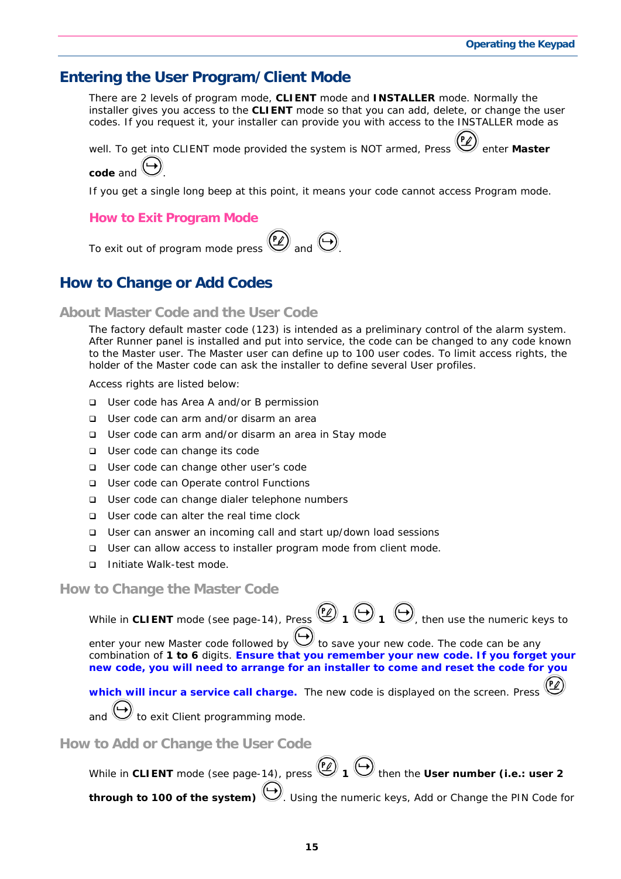## Entering the User Program/Client Mode

There are 2 levels of program mode, **CLIENT** mode and **INSTALLER** mode. Normally the installer gives you access to the **CLIENT** mode so that you can add, delete, or change the user codes. If you request it, your installer can provide you with access to the INSTALLER mode as well. To get into CLIENT mode provided the system is NOT armed, Press [P] enter **Master code** and [↵].

If you get a single long beep at this point, it means your code cannot access Program mode.

### How to Exit Program Mode

To exit out of program mode press [P] and [↵].

## How to Change or Add Codes

### About Master Code and the User Code

The factory default master code (123) is intended as a preliminary control of the alarm system. After Runner panel is installed and put into service, the code can be changed to any code known to the Master user. The Master user can define up to 100 user codes. To limit access rights, the holder of the Master code can ask the installer to define several User profiles.

Access rights are listed below:

- User code has Area A and/or B permission
- User code can arm and/or disarm an area
- User code can arm and/or disarm an area in Stay mode
- User code can change its code
- User code can change other user's code
- User code can Operate control Functions
- User code can change dialer telephone numbers
- User code can alter the real time clock
- User can answer an incoming call and start up/down load sessions
- User can allow access to installer program mode from client mode.
- Initiate Walk-test mode.

### How to Change the Master Code

While in **CLIENT** mode (see page-14), Press [P] **1** [↵] **1** [↵], then use the numeric keys to enter your new Master code followed by [↵] to save your new code. The code can be any combination of **1 to 6** digits. **Ensure that you remember your new code. If you forget your new code, you will need to arrange for an installer to come and reset the code for you which will incur a service call charge.** The new code is displayed on the screen. Press [P] and [↵] to exit Client programming mode.

### How to Add or Change the User Code

While in **CLIENT** mode (see page-14), press [P] **1** [↵] then the **User number (i.e.: user 2 through to 100 of the system)** [↵]. Using the numeric keys, Add or Change the PIN Code for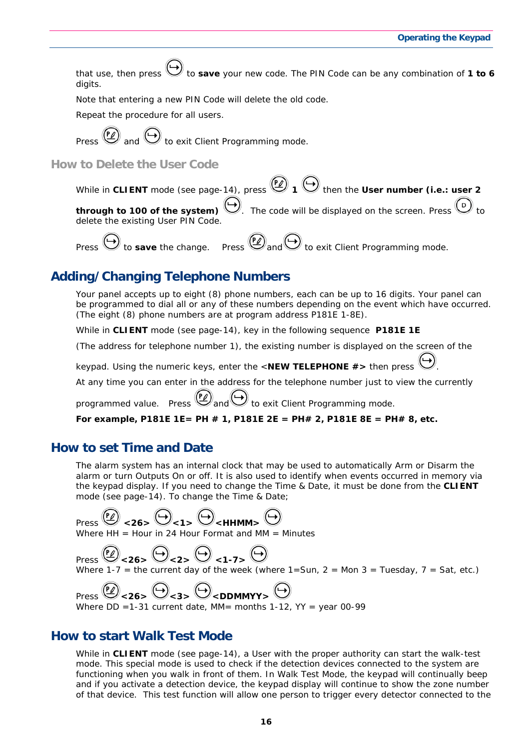that use, then press [↵] to **save** your new code. The PIN Code can be any combination of **1 to 6** digits.

Note that entering a new PIN Code will delete the old code.

Repeat the procedure for all users.

Press [P] and [↵] to exit Client Programming mode.

### How to Delete the User Code

While in **CLIENT** mode (see page-14), press [P] **1** [↵] then the **User number (i.e.: user 2 through to 100 of the system)** [↵]. The code will be displayed on the screen. Press [D] to delete the existing User PIN Code.

Press [↵] to **save** the change. Press [P] and [↵] to exit Client Programming mode.

## Adding/Changing Telephone Numbers

Your panel accepts up to eight (8) phone numbers, each can be up to 16 digits. Your panel can be programmed to dial all or any of these numbers depending on the event which have occurred. (The eight (8) phone numbers are at program address P181E 1-8E).

While in **CLIENT** mode (see page-14), key in the following sequence **P181E 1E**

(The address for telephone number 1), the existing number is displayed on the screen of the keypad. Using the numeric keys, enter the <**NEW TELEPHONE #>** then press [↵].

At any time you can enter in the address for the telephone number just to view the currently programmed value. Press [P] and [↵] to exit Client Programming mode.

**For example, P181E 1E= PH # 1, P181E 2E = PH# 2, P181E 8E = PH# 8, etc.**

## How to set Time and Date

The alarm system has an internal clock that may be used to automatically Arm or Disarm the alarm or turn Outputs On or off. It is also used to identify when events occurred in memory via the keypad display. If you need to change the Time & Date, it must be done from the **CLIENT** mode (see page-14). To change the Time & Date;

Press [P] **<26>** [↵] **<1>** [↵] **<HHMM>** [↵]
Where HH = Hour in 24 Hour Format and MM = Minutes

Press [P] **<26>** [↵] **<2>** [↵] **<1-7>** [↵]
Where 1-7 = the current day of the week (where 1=Sun, 2 = Mon 3 = Tuesday, 7 = Sat, etc.)

Press [P] **<26>** [↵] **<3>** [↵] **<DDMMYY>** [↵]
Where DD =1-31 current date, MM= months 1-12, YY = year 00-99

## How to start Walk Test Mode

While in **CLIENT** mode (see page-14), a User with the proper authority can start the walk-test mode. This special mode is used to check if the detection devices connected to the system are functioning when you walk in front of them. In Walk Test Mode, the keypad will continually beep and if you activate a detection device, the keypad display will continue to show the zone number of that device. This test function will allow one person to trigger every detector connected to the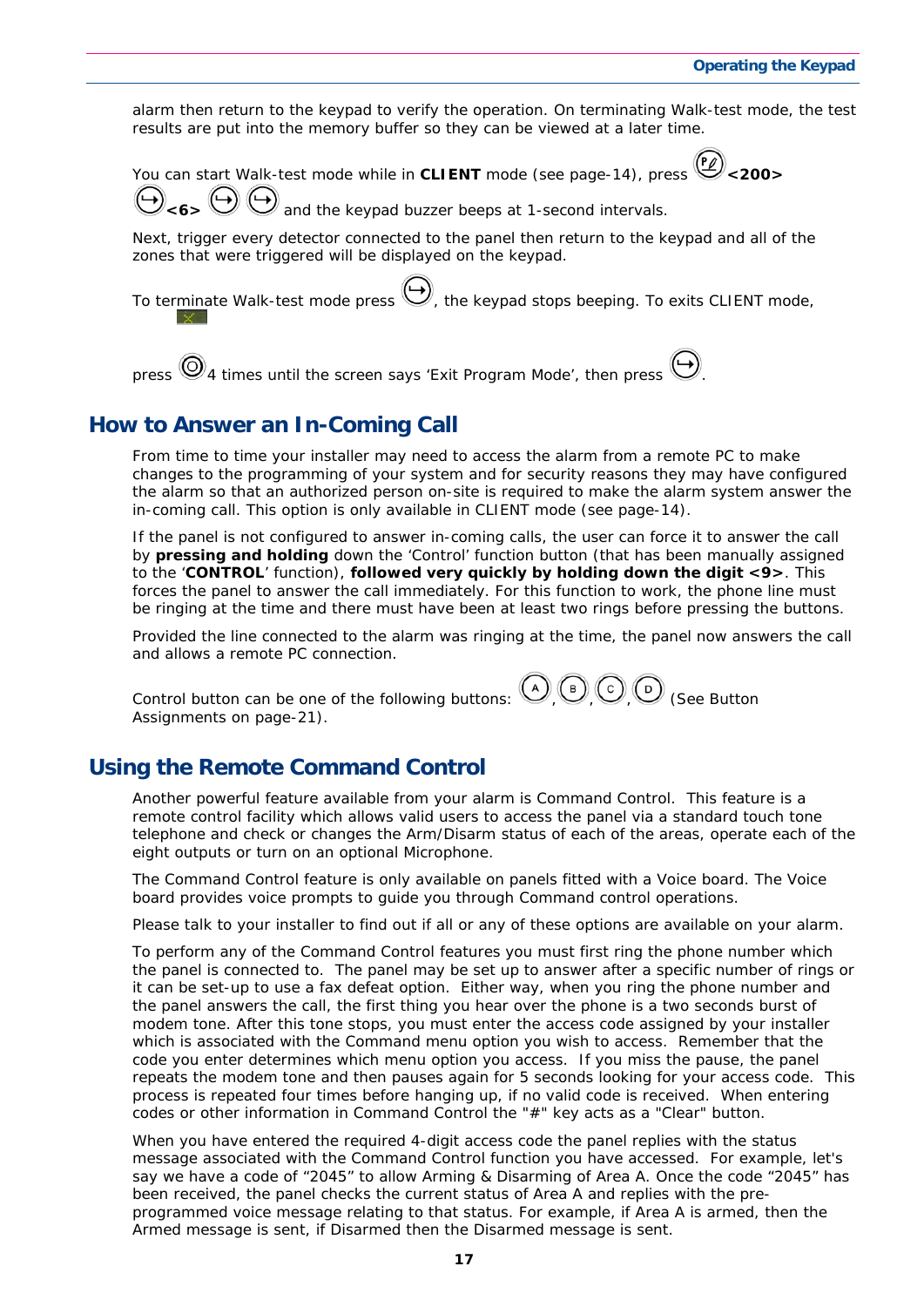alarm then return to the keypad to verify the operation. On terminating Walk-test mode, the test results are put into the memory buffer so they can be viewed at a later time.

You can start Walk-test mode while in **CLIENT** mode (see page-14), press **<200>** **<6>** and the keypad buzzer beeps at 1-second intervals.

Next, trigger every detector connected to the panel then return to the keypad and all of the zones that were triggered will be displayed on the keypad.

To terminate Walk-test mode press , the keypad stops beeping. To exits CLIENT mode,

press 4 times until the screen says 'Exit Program Mode', then press .

## How to Answer an In-Coming Call

From time to time your installer may need to access the alarm from a remote PC to make changes to the programming of your system and for security reasons they may have configured the alarm so that an authorized person on-site is required to make the alarm system answer the in-coming call. This option is only available in CLIENT mode (see page-14).

If the panel is not configured to answer in-coming calls, the user can force it to answer the call by **pressing and holding** down the 'Control' function button (that has been manually assigned to the '**CONTROL**' function), **followed very quickly by holding down the digit <9>**. This forces the panel to answer the call immediately. For this function to work, the phone line must be ringing at the time and there must have been at least two rings before pressing the buttons.

Provided the line connected to the alarm was ringing at the time, the panel now answers the call and allows a remote PC connection.

Control button can be one of the following buttons: A, B, C, D (See Button Assignments on page-21).

## Using the Remote Command Control

Another powerful feature available from your alarm is Command Control. This feature is a remote control facility which allows valid users to access the panel via a standard touch tone telephone and check or changes the Arm/Disarm status of each of the areas, operate each of the eight outputs or turn on an optional Microphone.

The Command Control feature is only available on panels fitted with a Voice board. The Voice board provides voice prompts to guide you through Command control operations.

Please talk to your installer to find out if all or any of these options are available on your alarm.

To perform any of the Command Control features you must first ring the phone number which the panel is connected to. The panel may be set up to answer after a specific number of rings or it can be set-up to use a fax defeat option. Either way, when you ring the phone number and the panel answers the call, the first thing you hear over the phone is a two seconds burst of modem tone. After this tone stops, you must enter the access code assigned by your installer which is associated with the Command menu option you wish to access. Remember that the code you enter determines which menu option you access. If you miss the pause, the panel repeats the modem tone and then pauses again for 5 seconds looking for your access code. This process is repeated four times before hanging up, if no valid code is received. When entering codes or other information in Command Control the "#" key acts as a "Clear" button.

When you have entered the required 4-digit access code the panel replies with the status message associated with the Command Control function you have accessed. For example, let's say we have a code of "2045" to allow Arming & Disarming of Area A. Once the code "2045" has been received, the panel checks the current status of Area A and replies with the pre-programmed voice message relating to that status. For example, if Area A is armed, then the Armed message is sent, if Disarmed then the Disarmed message is sent.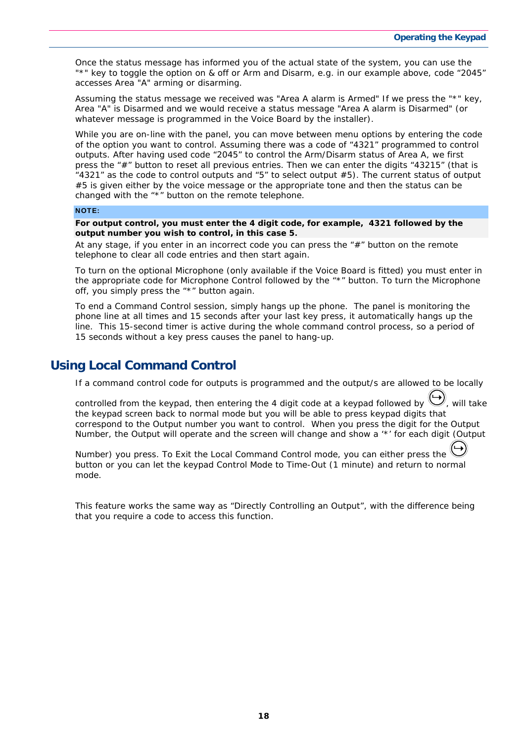Once the status message has informed you of the actual state of the system, you can use the "*" key to toggle the option on & off or Arm and Disarm, e.g. in our example above, code "2045" accesses Area "A" arming or disarming.

Assuming the status message we received was "Area A alarm is Armed" If we press the "*" key, Area "A" is Disarmed and we would receive a status message "Area A alarm is Disarmed" (or whatever message is programmed in the Voice Board by the installer).

While you are on-line with the panel, you can move between menu options by entering the code of the option you want to control. Assuming there was a code of "4321" programmed to control outputs. After having used code "2045" to control the Arm/Disarm status of Area A, we first press the "#" button to reset all previous entries. Then we can enter the digits "43215" (that is "4321" as the code to control outputs and "5" to select output #5). The current status of output #5 is given either by the voice message or the appropriate tone and then the status can be changed with the "*" button on the remote telephone.

**NOTE:**

**For output control, you must enter the 4 digit code, for example, 4321 followed by the output number you wish to control, in this case 5.**

At any stage, if you enter in an incorrect code you can press the "#" button on the remote telephone to clear all code entries and then start again.

To turn on the optional Microphone (only available if the Voice Board is fitted) you must enter in the appropriate code for Microphone Control followed by the "*" button. To turn the Microphone off, you simply press the "*" button again.

To end a Command Control session, simply hangs up the phone. The panel is monitoring the phone line at all times and 15 seconds after your last key press, it automatically hangs up the line. This 15-second timer is active during the whole command control process, so a period of 15 seconds without a key press causes the panel to hang-up.

## Using Local Command Control

If a command control code for outputs is programmed and the output/s are allowed to be locally controlled from the keypad, then entering the 4 digit code at a keypad followed by ⏎, will take the keypad screen back to normal mode but you will be able to press keypad digits that correspond to the Output number you want to control. When you press the digit for the Output Number, the Output will operate and the screen will change and show a '*' for each digit (Output Number) you press. To Exit the Local Command Control mode, you can either press the ⏎ button or you can let the keypad Control Mode to Time-Out (1 minute) and return to normal mode.

This feature works the same way as "Directly Controlling an Output", with the difference being that you require a code to access this function.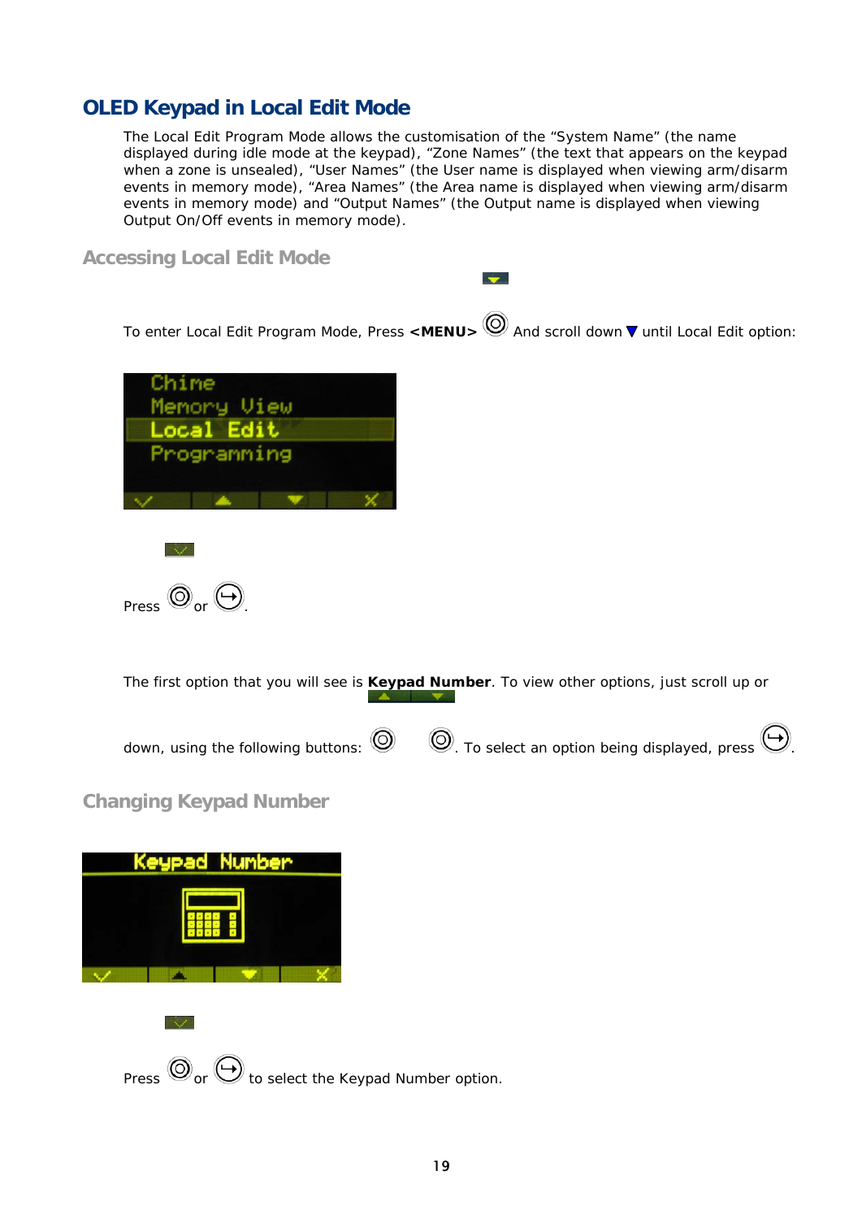## OLED Keypad in Local Edit Mode

The Local Edit Program Mode allows the customisation of the “System Name” (the name displayed during idle mode at the keypad), “Zone Names” (the text that appears on the keypad when a zone is unsealed), “User Names” (the User name is displayed when viewing arm/disarm events in memory mode), “Area Names” (the Area name is displayed when viewing arm/disarm events in memory mode) and “Output Names” (the Output name is displayed when viewing Output On/Off events in memory mode).

### Accessing Local Edit Mode

To enter Local Edit Program Mode, Press **<MENU>** And scroll down ▼ until Local Edit option:

Press or .

The first option that you will see is **Keypad Number**. To view other options, just scroll up or down, using the following buttons: . To select an option being displayed, press .

### Changing Keypad Number

Press or to select the Keypad Number option.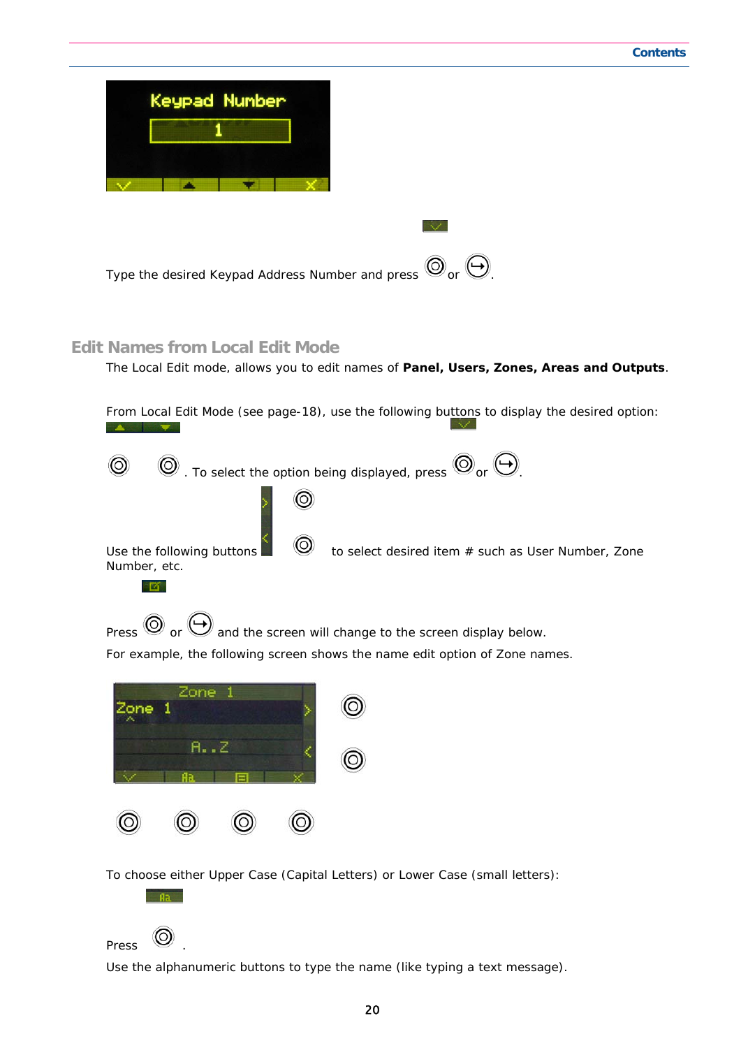Type the desired Keypad Address Number and press or .

## Edit Names from Local Edit Mode

The Local Edit mode, allows you to edit names of **Panel, Users, Zones, Areas and Outputs**.

From Local Edit Mode (see page-18), use the following buttons to display the desired option:

. To select the option being displayed, press or .

Use the following buttons to select desired item # such as User Number, Zone Number, etc.

Press or and the screen will change to the screen display below.

For example, the following screen shows the name edit option of Zone names.

To choose either Upper Case (Capital Letters) or Lower Case (small letters):

Press .

Use the alphanumeric buttons to type the name (like typing a text message).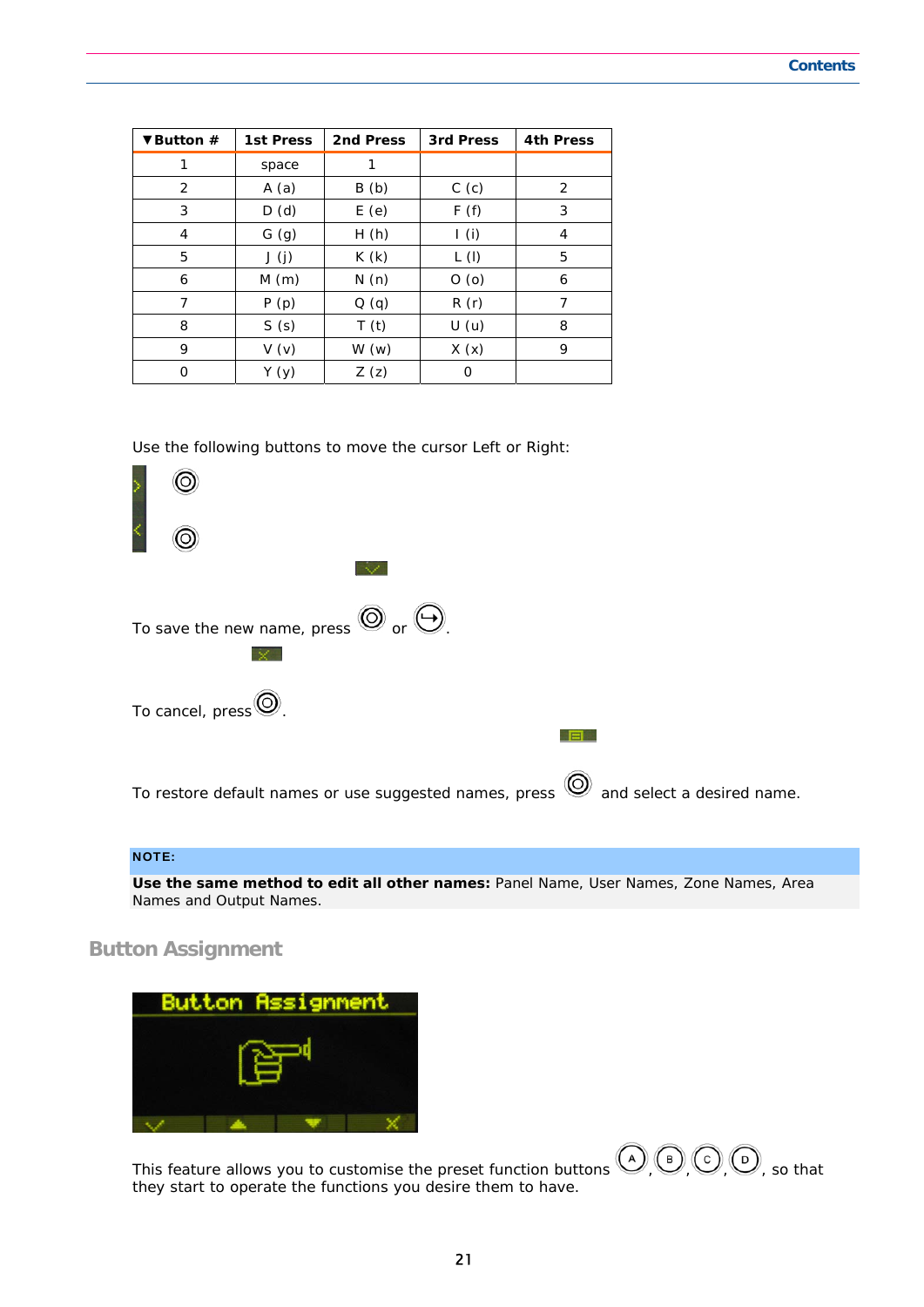| ▼Button # | 1st Press | 2nd Press | 3rd Press | 4th Press |
|---|---|---|---|---|
| 1 | space | 1 | | |
| 2 | A (a) | B (b) | C (c) | 2 |
| 3 | D (d) | E (e) | F (f) | 3 |
| 4 | G (g) | H (h) | I (i) | 4 |
| 5 | J (j) | K (k) | L (l) | 5 |
| 6 | M (m) | N (n) | O (o) | 6 |
| 7 | P (p) | Q (q) | R (r) | 7 |
| 8 | S (s) | T (t) | U (u) | 8 |
| 9 | V (v) | W (w) | X (x) | 9 |
| 0 | Y (y) | Z (z) | 0 | |

Use the following buttons to move the cursor Left or Right:

To save the new name, press or .

To cancel, press .

To restore default names or use suggested names, press and select a desired name.

**NOTE:**

**Use the same method to edit all other names:** Panel Name, User Names, Zone Names, Area Names and Output Names.

## Button Assignment

This feature allows you to customise the preset function buttons A, B, C, D, so that they start to operate the functions you desire them to have.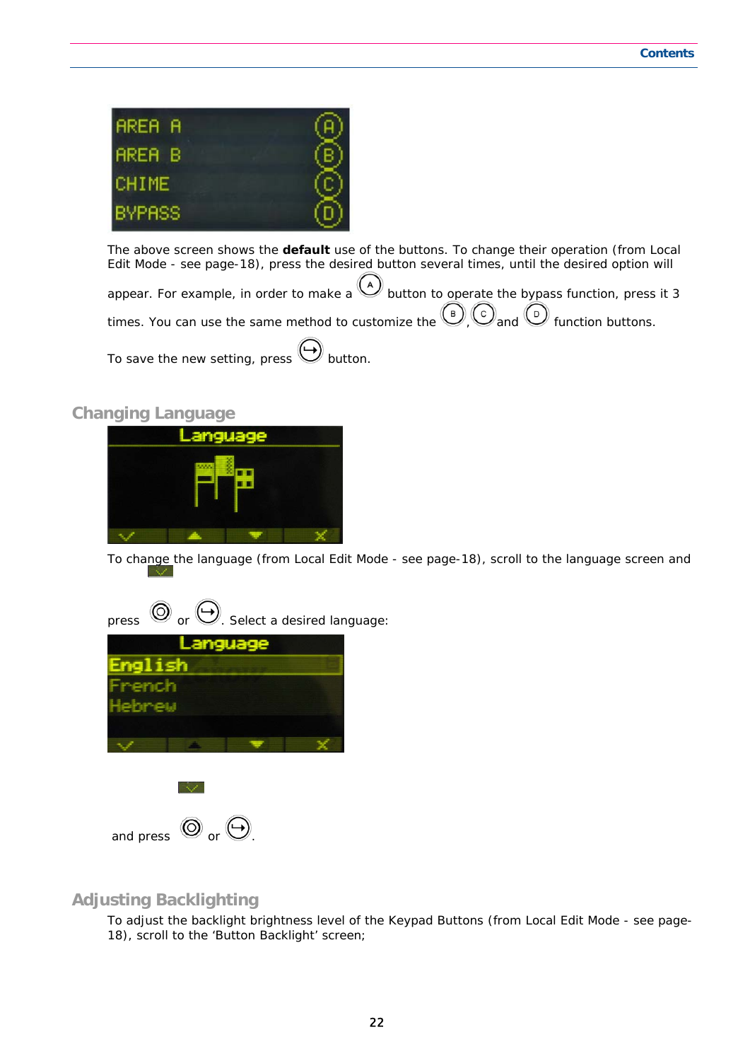The above screen shows the **default** use of the buttons. To change their operation (from Local Edit Mode - see page-18), press the desired button several times, until the desired option will appear. For example, in order to make a (A) button to operate the bypass function, press it 3 times. You can use the same method to customize the (B), (C) and (D) function buttons.

To save the new setting, press button.

## Changing Language

To change the language (from Local Edit Mode - see page-18), scroll to the language screen and press or . Select a desired language:

and press or .

## Adjusting Backlighting

To adjust the backlight brightness level of the Keypad Buttons (from Local Edit Mode - see page-18), scroll to the 'Button Backlight' screen;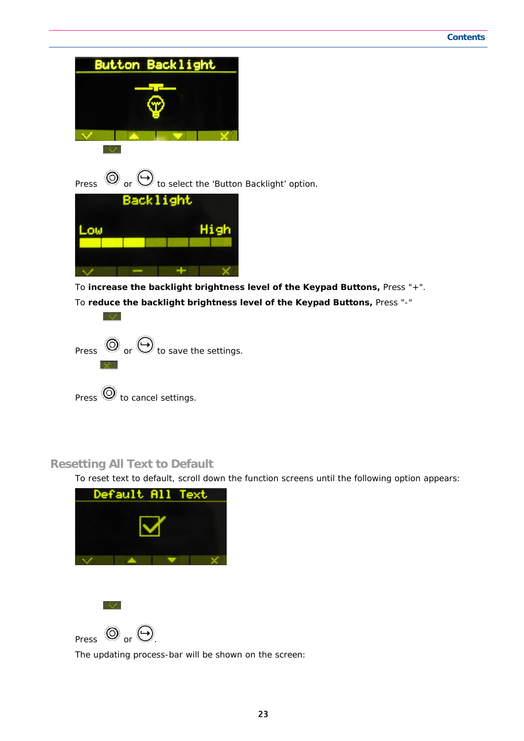Press or to select the ‘Button Backlight’ option.

To **increase the backlight brightness level of the Keypad Buttons,** Press "+".

To **reduce the backlight brightness level of the Keypad Buttons,** Press "-"

Press or to save the settings.

Press to cancel settings.

## Resetting All Text to Default

To reset text to default, scroll down the function screens until the following option appears:

Press or .

The updating process-bar will be shown on the screen: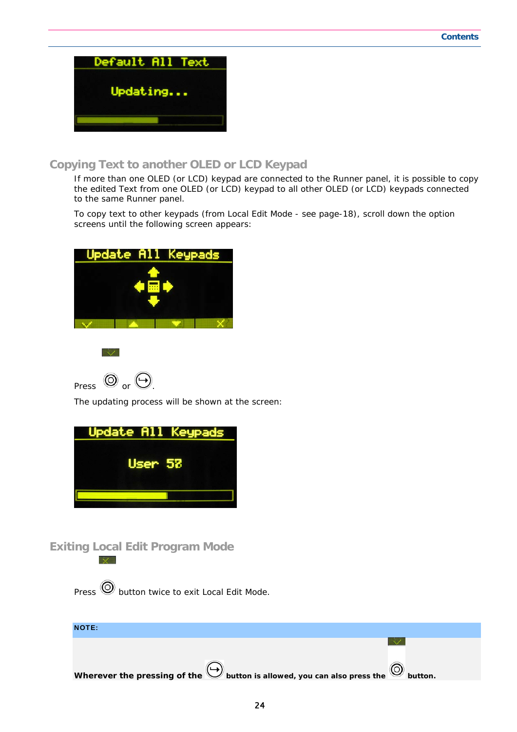## Copying Text to another OLED or LCD Keypad

If more than one OLED (or LCD) keypad are connected to the Runner panel, it is possible to copy the edited Text from one OLED (or LCD) keypad to all other OLED (or LCD) keypads connected to the same Runner panel.

To copy text to other keypads (from Local Edit Mode - see page-18), scroll down the option screens until the following screen appears:

Press or .

The updating process will be shown at the screen:

## Exiting Local Edit Program Mode

Press button twice to exit Local Edit Mode.

**NOTE:**

**Wherever the pressing of the button is allowed, you can also press the button.**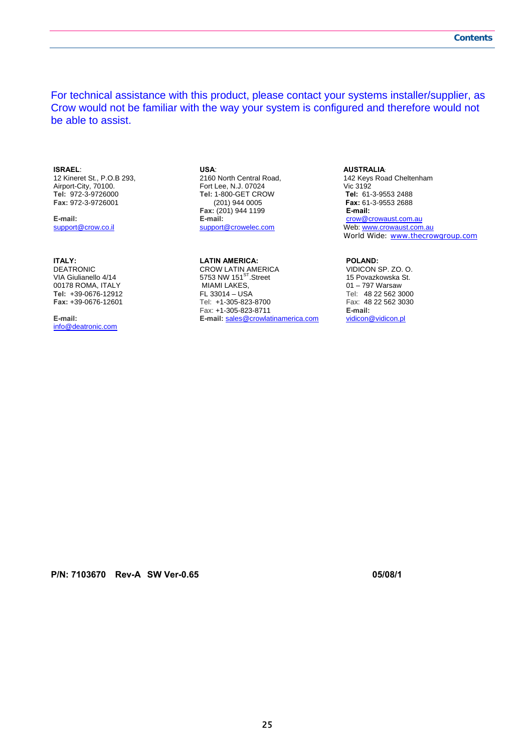For technical assistance with this product, please contact your systems installer/supplier, as Crow would not be familiar with the way your system is configured and therefore would not be able to assist.

**ISRAEL**:
12 Kineret St., P.O.B 293,
Airport-City, 70100.
**Tel:** 972-3-9726000
**Fax:** 972-3-9726001

**E-mail:**
support@crow.co.il

**USA**:
2160 North Central Road,
Fort Lee, N.J. 07024
**Tel:** 1-800-GET CROW
(201) 944 0005
**Fax:** (201) 944 1199
**E-mail:**
support@crowelec.com

**AUSTRALIA**:
142 Keys Road Cheltenham
Vic 3192
**Tel:** 61-3-9553 2488
**Fax:** 61-3-9553 2688
**E-mail:**
crow@crowaust.com.au
Web: www.crowaust.com.au
World Wide: www.thecrowgroup.com

**ITALY:**
DEATRONIC
VIA Giulianello 4/14
00178 ROMA, ITALY
**Tel:** +39-0676-12912
**Fax:** +39-0676-12601

**E-mail:**
info@deatronic.com

**LATIN AMERICA:**
CROW LATIN AMERICA
5753 NW 151ST.Street
MIAMI LAKES,
FL 33014 – USA
Tel: +1-305-823-8700
Fax: +1-305-823-8711
**E-mail:** sales@crowlatinamerica.com

**POLAND:**
VIDICON SP. ZO. O.
15 Povazkowska St.
01 – 797 Warsaw
Tel: 48 22 562 3000
Fax: 48 22 562 3030
**E-mail:**
vidicon@vidicon.pl

**P/N: 7103670 Rev-A SW Ver-0.65** **05/08/1**